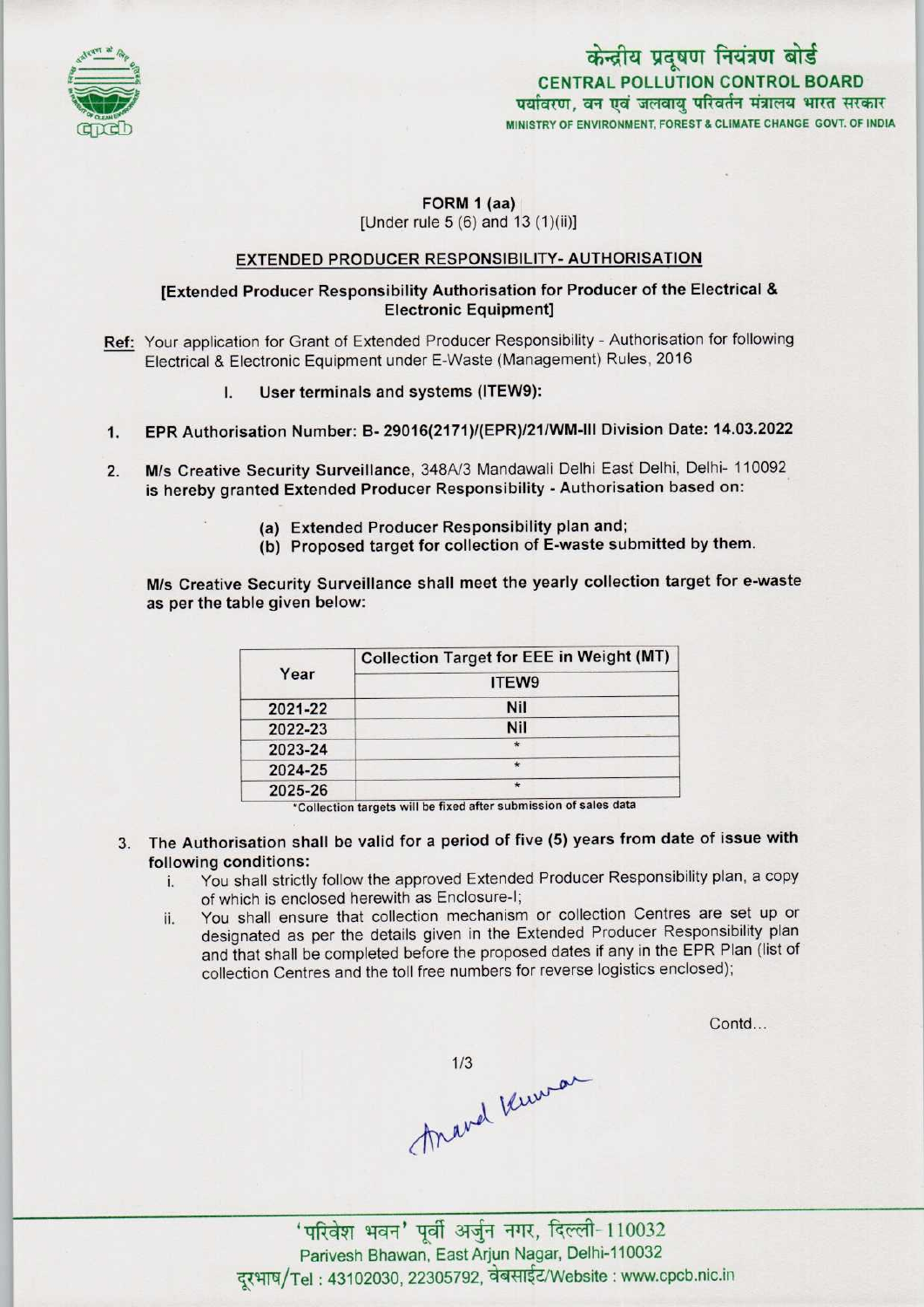केन्द्रीय प्रदूषण नियंत्रण बोर्ड
**CENTRAL POLLUTION CONTROL BOARD**
पर्यावरण, वन एवं जलवायु परिवर्तन मंत्रालय भारत सरकार
MINISTRY OF ENVIRONMENT, FOREST & CLIMATE CHANGE GOVT. OF INDIA

**FORM 1 (aa)**
[Under rule 5 (6) and 13 (1)(ii)]

**EXTENDED PRODUCER RESPONSIBILITY- AUTHORISATION**

**[Extended Producer Responsibility Authorisation for Producer of the Electrical & Electronic Equipment]**

**Ref:** Your application for Grant of Extended Producer Responsibility - Authorisation for following Electrical & Electronic Equipment under E-Waste (Management) Rules, 2016

I. **User terminals and systems (ITEW9):**

1. **EPR Authorisation Number: B- 29016(2171)/(EPR)/21/WM-III Division Date: 14.03.2022**

2. **M/s Creative Security Surveillance**, 348A/3 Mandawali Delhi East Delhi, Delhi- 110092 **is hereby granted Extended Producer Responsibility - Authorisation based on:**

   (a) Extended Producer Responsibility plan and;
   (b) Proposed target for collection of E-waste submitted by them.

**M/s Creative Security Surveillance shall meet the yearly collection target for e-waste as per the table given below:**

| Year | Collection Target for EEE in Weight (MT) |
|---|---|
| | ITEW9 |
| 2021-22 | Nil |
| 2022-23 | Nil |
| 2023-24 | * |
| 2024-25 | * |
| 2025-26 | * |

*Collection targets will be fixed after submission of sales data

3. **The Authorisation shall be valid for a period of five (5) years from date of issue with following conditions:**
   i. You shall strictly follow the approved Extended Producer Responsibility plan, a copy of which is enclosed herewith as Enclosure-I;
   ii. You shall ensure that collection mechanism or collection Centres are set up or designated as per the details given in the Extended Producer Responsibility plan and that shall be completed before the proposed dates if any in the EPR Plan (list of collection Centres and the toll free numbers for reverse logistics enclosed);

Contd...

'परिवेश भवन' पूर्वी अर्जुन नगर, दिल्ली-110032
Parivesh Bhawan, East Arjun Nagar, Delhi-110032
दूरभाष/Tel : 43102030, 22305792, वेबसाईट/Website : www.cpcb.nic.in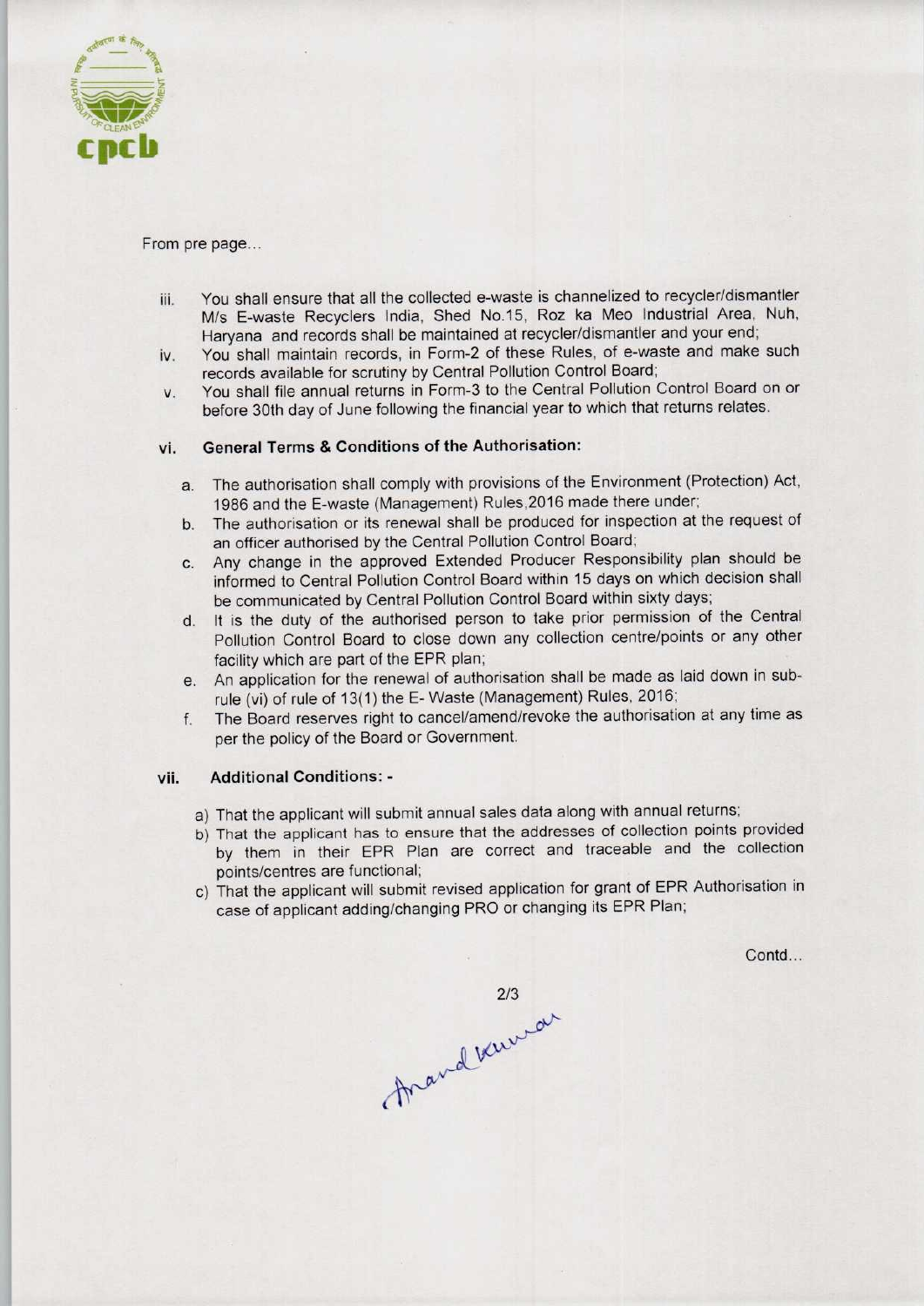From pre page...

iii. You shall ensure that all the collected e-waste is channelized to recycler/dismantler M/s E-waste Recyclers India, Shed No.15, Roz ka Meo Industrial Area, Nuh, Haryana and records shall be maintained at recycler/dismantler and your end;

iv. You shall maintain records, in Form-2 of these Rules, of e-waste and make such records available for scrutiny by Central Pollution Control Board;

v. You shall file annual returns in Form-3 to the Central Pollution Control Board on or before 30th day of June following the financial year to which that returns relates.

## vi. General Terms & Conditions of the Authorisation:

a. The authorisation shall comply with provisions of the Environment (Protection) Act, 1986 and the E-waste (Management) Rules,2016 made there under;

b. The authorisation or its renewal shall be produced for inspection at the request of an officer authorised by the Central Pollution Control Board;

c. Any change in the approved Extended Producer Responsibility plan should be informed to Central Pollution Control Board within 15 days on which decision shall be communicated by Central Pollution Control Board within sixty days;

d. It is the duty of the authorised person to take prior permission of the Central Pollution Control Board to close down any collection centre/points or any other facility which are part of the EPR plan;

e. An application for the renewal of authorisation shall be made as laid down in sub-rule (vi) of rule of 13(1) the E- Waste (Management) Rules, 2016;

f. The Board reserves right to cancel/amend/revoke the authorisation at any time as per the policy of the Board or Government.

## vii. Additional Conditions: -

a) That the applicant will submit annual sales data along with annual returns;

b) That the applicant has to ensure that the addresses of collection points provided by them in their EPR Plan are correct and traceable and the collection points/centres are functional;

c) That the applicant will submit revised application for grant of EPR Authorisation in case of applicant adding/changing PRO or changing its EPR Plan;

Contd...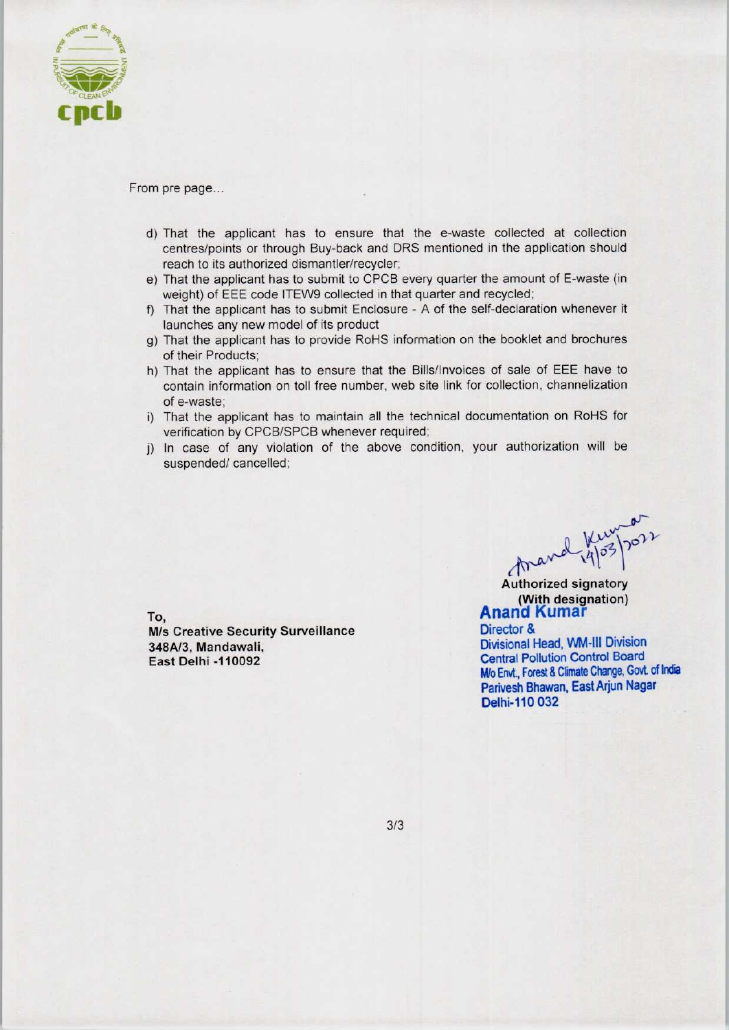From pre page...

d) That the applicant has to ensure that the e-waste collected at collection centres/points or through Buy-back and DRS mentioned in the application should reach to its authorized dismantler/recycler;
e) That the applicant has to submit to CPCB every quarter the amount of E-waste (in weight) of EEE code ITEW9 collected in that quarter and recycled;
f) That the applicant has to submit Enclosure - A of the self-declaration whenever it launches any new model of its product
g) That the applicant has to provide RoHS information on the booklet and brochures of their Products;
h) That the applicant has to ensure that the Bills/Invoices of sale of EEE have to contain information on toll free number, web site link for collection, channelization of e-waste;
i) That the applicant has to maintain all the technical documentation on RoHS for verification by CPCB/SPCB whenever required;
j) In case of any violation of the above condition, your authorization will be suspended/ cancelled;

Anand Kumar 19/03/2022

**Authorized signatory**
**(With designation)**
**Anand Kumar**
Director &
Divisional Head, WM-III Division
Central Pollution Control Board
M/o Envt., Forest & Climate Change, Govt. of India
Parivesh Bhawan, East Arjun Nagar
Delhi-110 032

To,
**M/s Creative Security Surveillance**
**348A/3, Mandawali,**
**East Delhi -110092**